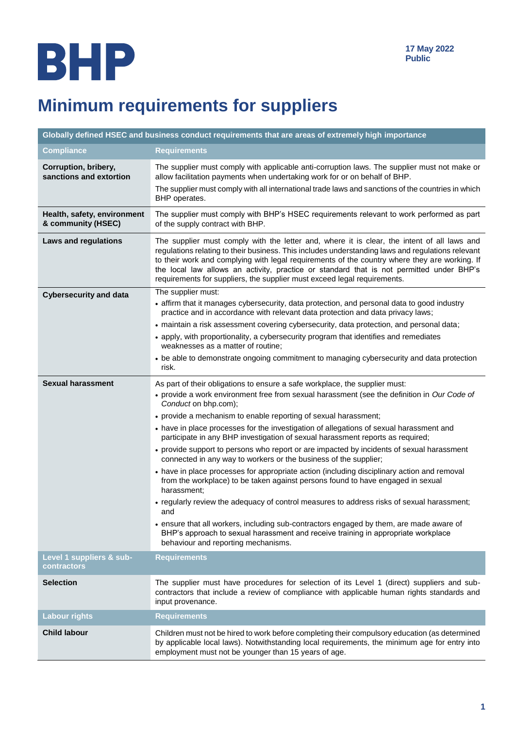BHP

17 May 2022
Public

# Minimum requirements for suppliers

| Globally defined HSEC and business conduct requirements that are areas of extremely high importance | |
|---|---|
| **Compliance** | **Requirements** |
| **Corruption, bribery, sanctions and extortion** | The supplier must comply with applicable anti-corruption laws. The supplier must not make or allow facilitation payments when undertaking work for or on behalf of BHP.<br>The supplier must comply with all international trade laws and sanctions of the countries in which BHP operates. |
| **Health, safety, environment & community (HSEC)** | The supplier must comply with BHP's HSEC requirements relevant to work performed as part of the supply contract with BHP. |
| **Laws and regulations** | The supplier must comply with the letter and, where it is clear, the intent of all laws and regulations relating to their business. This includes understanding laws and regulations relevant to their work and complying with legal requirements of the country where they are working. If the local law allows an activity, practice or standard that is not permitted under BHP's requirements for suppliers, the supplier must exceed legal requirements. |
| **Cybersecurity and data** | The supplier must:<br>• affirm that it manages cybersecurity, data protection, and personal data to good industry practice and in accordance with relevant data protection and data privacy laws;<br>• maintain a risk assessment covering cybersecurity, data protection, and personal data;<br>• apply, with proportionality, a cybersecurity program that identifies and remediates weaknesses as a matter of routine;<br>• be able to demonstrate ongoing commitment to managing cybersecurity and data protection risk. |
| **Sexual harassment** | As part of their obligations to ensure a safe workplace, the supplier must:<br>• provide a work environment free from sexual harassment (see the definition in *Our Code of Conduct* on bhp.com);<br>• provide a mechanism to enable reporting of sexual harassment;<br>• have in place processes for the investigation of allegations of sexual harassment and participate in any BHP investigation of sexual harassment reports as required;<br>• provide support to persons who report or are impacted by incidents of sexual harassment connected in any way to workers or the business of the supplier;<br>• have in place processes for appropriate action (including disciplinary action and removal from the workplace) to be taken against persons found to have engaged in sexual harassment;<br>• regularly review the adequacy of control measures to address risks of sexual harassment; and<br>• ensure that all workers, including sub-contractors engaged by them, are made aware of BHP's approach to sexual harassment and receive training in appropriate workplace behaviour and reporting mechanisms. |
| **Level 1 suppliers & sub-contractors** | **Requirements** |
| **Selection** | The supplier must have procedures for selection of its Level 1 (direct) suppliers and sub-contractors that include a review of compliance with applicable human rights standards and input provenance. |
| **Labour rights** | **Requirements** |
| **Child labour** | Children must not be hired to work before completing their compulsory education (as determined by applicable local laws). Notwithstanding local requirements, the minimum age for entry into employment must not be younger than 15 years of age. |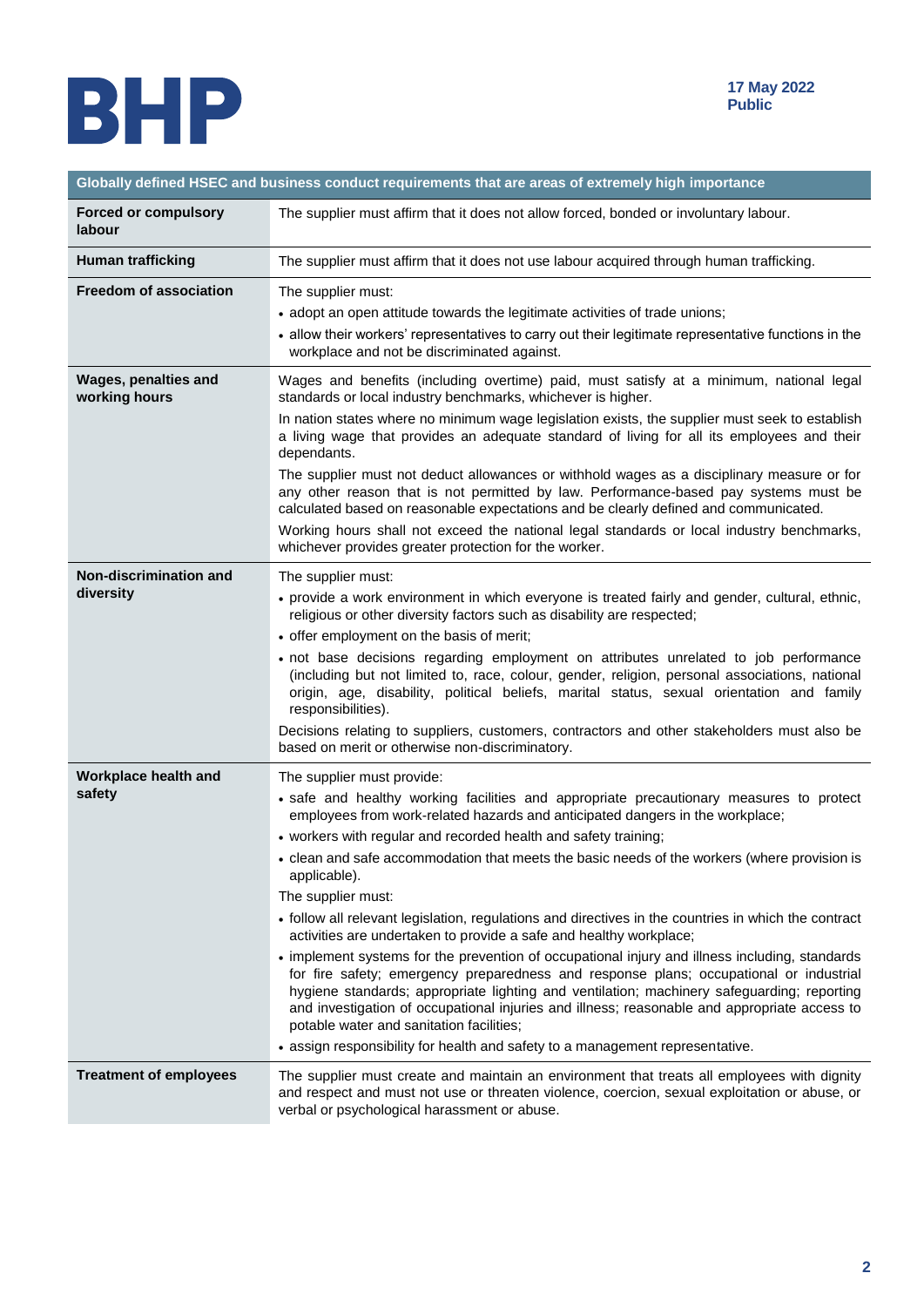| Globally defined HSEC and business conduct requirements that are areas of extremely high importance | |
|---|---|
| **Forced or compulsory labour** | The supplier must affirm that it does not allow forced, bonded or involuntary labour. |
| **Human trafficking** | The supplier must affirm that it does not use labour acquired through human trafficking. |
| **Freedom of association** | The supplier must:<br>• adopt an open attitude towards the legitimate activities of trade unions;<br>• allow their workers' representatives to carry out their legitimate representative functions in the workplace and not be discriminated against. |
| **Wages, penalties and working hours** | Wages and benefits (including overtime) paid, must satisfy at a minimum, national legal standards or local industry benchmarks, whichever is higher.<br>In nation states where no minimum wage legislation exists, the supplier must seek to establish a living wage that provides an adequate standard of living for all its employees and their dependants.<br>The supplier must not deduct allowances or withhold wages as a disciplinary measure or for any other reason that is not permitted by law. Performance-based pay systems must be calculated based on reasonable expectations and be clearly defined and communicated.<br>Working hours shall not exceed the national legal standards or local industry benchmarks, whichever provides greater protection for the worker. |
| **Non-discrimination and diversity** | The supplier must:<br>• provide a work environment in which everyone is treated fairly and gender, cultural, ethnic, religious or other diversity factors such as disability are respected;<br>• offer employment on the basis of merit;<br>• not base decisions regarding employment on attributes unrelated to job performance (including but not limited to, race, colour, gender, religion, personal associations, national origin, age, disability, political beliefs, marital status, sexual orientation and family responsibilities).<br>Decisions relating to suppliers, customers, contractors and other stakeholders must also be based on merit or otherwise non-discriminatory. |
| **Workplace health and safety** | The supplier must provide:<br>• safe and healthy working facilities and appropriate precautionary measures to protect employees from work-related hazards and anticipated dangers in the workplace;<br>• workers with regular and recorded health and safety training;<br>• clean and safe accommodation that meets the basic needs of the workers (where provision is applicable).<br>The supplier must:<br>• follow all relevant legislation, regulations and directives in the countries in which the contract activities are undertaken to provide a safe and healthy workplace;<br>• implement systems for the prevention of occupational injury and illness including, standards for fire safety; emergency preparedness and response plans; occupational or industrial hygiene standards; appropriate lighting and ventilation; machinery safeguarding; reporting and investigation of occupational injuries and illness; reasonable and appropriate access to potable water and sanitation facilities;<br>• assign responsibility for health and safety to a management representative. |
| **Treatment of employees** | The supplier must create and maintain an environment that treats all employees with dignity and respect and must not use or threaten violence, coercion, sexual exploitation or abuse, or verbal or psychological harassment or abuse. |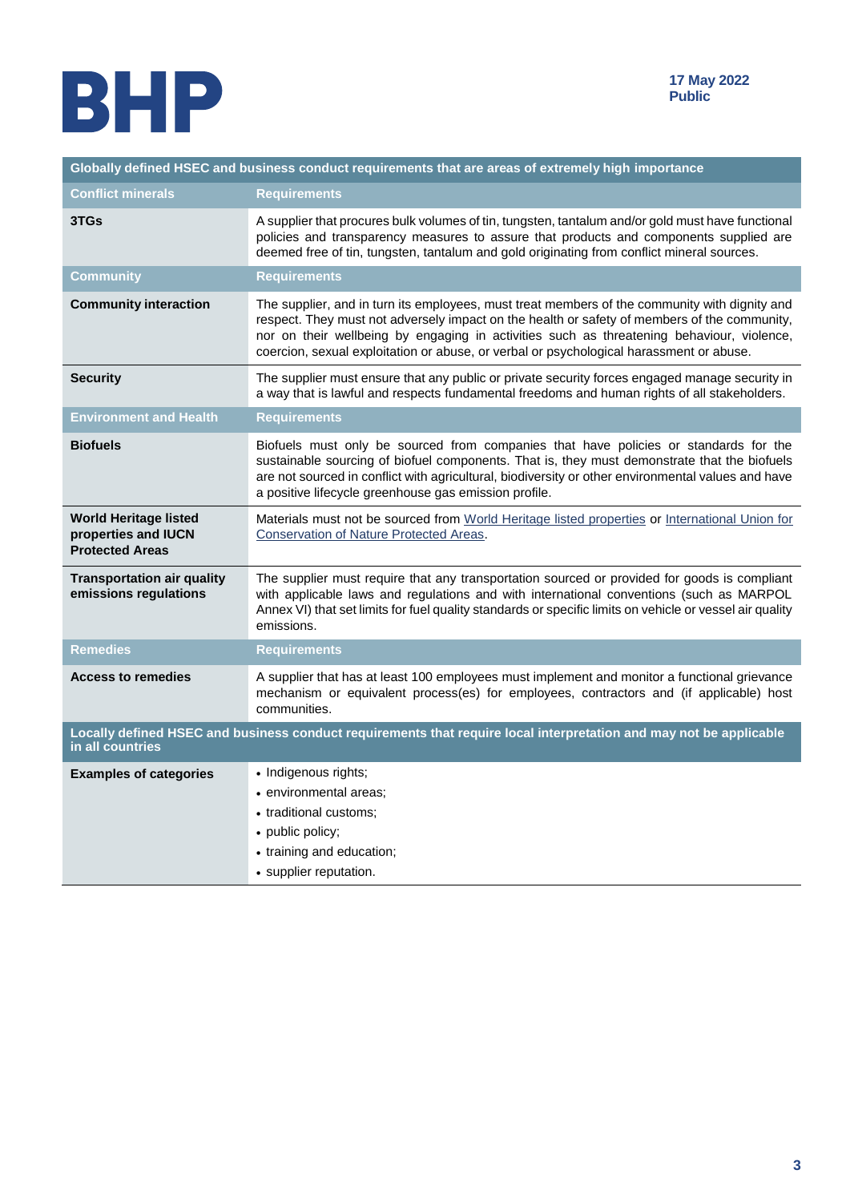| Globally defined HSEC and business conduct requirements that are areas of extremely high importance | |
|---|---|
| **Conflict minerals** | **Requirements** |
| **3TGs** | A supplier that procures bulk volumes of tin, tungsten, tantalum and/or gold must have functional policies and transparency measures to assure that products and components supplied are deemed free of tin, tungsten, tantalum and gold originating from conflict mineral sources. |
| **Community** | **Requirements** |
| **Community interaction** | The supplier, and in turn its employees, must treat members of the community with dignity and respect. They must not adversely impact on the health or safety of members of the community, nor on their wellbeing by engaging in activities such as threatening behaviour, violence, coercion, sexual exploitation or abuse, or verbal or psychological harassment or abuse. |
| **Security** | The supplier must ensure that any public or private security forces engaged manage security in a way that is lawful and respects fundamental freedoms and human rights of all stakeholders. |
| **Environment and Health** | **Requirements** |
| **Biofuels** | Biofuels must only be sourced from companies that have policies or standards for the sustainable sourcing of biofuel components. That is, they must demonstrate that the biofuels are not sourced in conflict with agricultural, biodiversity or other environmental values and have a positive lifecycle greenhouse gas emission profile. |
| **World Heritage listed properties and IUCN Protected Areas** | Materials must not be sourced from World Heritage listed properties or International Union for Conservation of Nature Protected Areas. |
| **Transportation air quality emissions regulations** | The supplier must require that any transportation sourced or provided for goods is compliant with applicable laws and regulations and with international conventions (such as MARPOL Annex VI) that set limits for fuel quality standards or specific limits on vehicle or vessel air quality emissions. |
| **Remedies** | **Requirements** |
| **Access to remedies** | A supplier that has at least 100 employees must implement and monitor a functional grievance mechanism or equivalent process(es) for employees, contractors and (if applicable) host communities. |

| Locally defined HSEC and business conduct requirements that require local interpretation and may not be applicable in all countries | |
|---|---|
| **Examples of categories** | • Indigenous rights;<br>• environmental areas;<br>• traditional customs;<br>• public policy;<br>• training and education;<br>• supplier reputation. |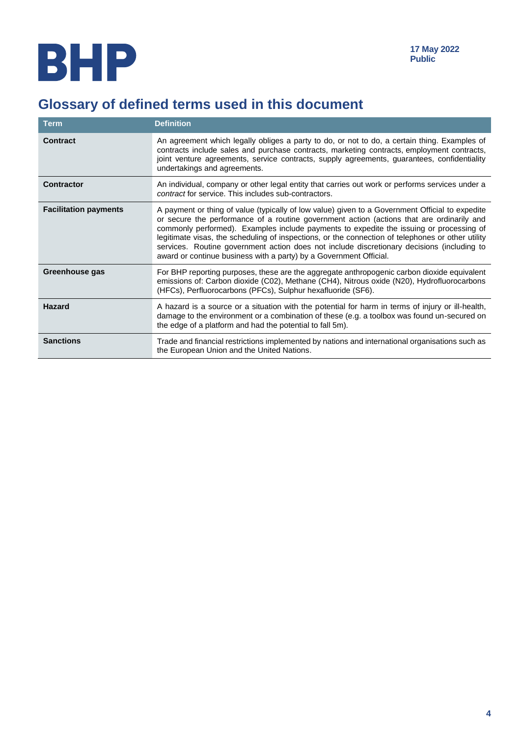# Glossary of defined terms used in this document

| Term | Definition |
|---|---|
| **Contract** | An agreement which legally obliges a party to do, or not to do, a certain thing. Examples of contracts include sales and purchase contracts, marketing contracts, employment contracts, joint venture agreements, service contracts, supply agreements, guarantees, confidentiality undertakings and agreements. |
| **Contractor** | An individual, company or other legal entity that carries out work or performs services under a *contract* for service. This includes sub-contractors. |
| **Facilitation payments** | A payment or thing of value (typically of low value) given to a Government Official to expedite or secure the performance of a routine government action (actions that are ordinarily and commonly performed). Examples include payments to expedite the issuing or processing of legitimate visas, the scheduling of inspections, or the connection of telephones or other utility services. Routine government action does not include discretionary decisions (including to award or continue business with a party) by a Government Official. |
| **Greenhouse gas** | For BHP reporting purposes, these are the aggregate anthropogenic carbon dioxide equivalent emissions of: Carbon dioxide (C02), Methane ($CH_4$), Nitrous oxide (N20), Hydrofluorocarbons (HFCs), Perfluorocarbons (PFCs), Sulphur hexafluoride ($SF_6$). |
| **Hazard** | A hazard is a source or a situation with the potential for harm in terms of injury or ill-health, damage to the environment or a combination of these (e.g. a toolbox was found un-secured on the edge of a platform and had the potential to fall 5m). |
| **Sanctions** | Trade and financial restrictions implemented by nations and international organisations such as the European Union and the United Nations. |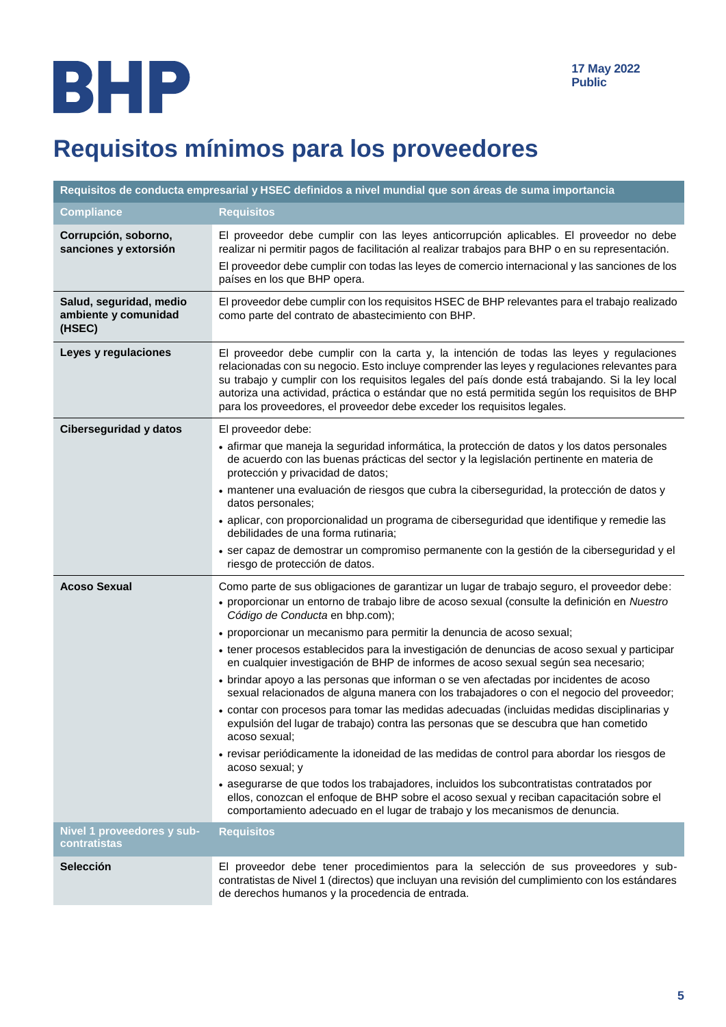BHP

17 May 2022
Public

# Requisitos mínimos para los proveedores

| Requisitos de conducta empresarial y HSEC definidos a nivel mundial que son áreas de suma importancia | |
|---|---|
| **Compliance** | **Requisitos** |
| **Corrupción, soborno, sanciones y extorsión** | El proveedor debe cumplir con las leyes anticorrupción aplicables. El proveedor no debe realizar ni permitir pagos de facilitación al realizar trabajos para BHP o en su representación.<br>El proveedor debe cumplir con todas las leyes de comercio internacional y las sanciones de los países en los que BHP opera. |
| **Salud, seguridad, medio ambiente y comunidad (HSEC)** | El proveedor debe cumplir con los requisitos HSEC de BHP relevantes para el trabajo realizado como parte del contrato de abastecimiento con BHP. |
| **Leyes y regulaciones** | El proveedor debe cumplir con la carta y, la intención de todas las leyes y regulaciones relacionadas con su negocio. Esto incluye comprender las leyes y regulaciones relevantes para su trabajo y cumplir con los requisitos legales del país donde está trabajando. Si la ley local autoriza una actividad, práctica o estándar que no está permitida según los requisitos de BHP para los proveedores, el proveedor debe exceder los requisitos legales. |
| **Ciberseguridad y datos** | El proveedor debe:<br>• afirmar que maneja la seguridad informática, la protección de datos y los datos personales de acuerdo con las buenas prácticas del sector y la legislación pertinente en materia de protección y privacidad de datos;<br>• mantener una evaluación de riesgos que cubra la ciberseguridad, la protección de datos y datos personales;<br>• aplicar, con proporcionalidad un programa de ciberseguridad que identifique y remedie las debilidades de una forma rutinaria;<br>• ser capaz de demostrar un compromiso permanente con la gestión de la ciberseguridad y el riesgo de protección de datos. |
| **Acoso Sexual** | Como parte de sus obligaciones de garantizar un lugar de trabajo seguro, el proveedor debe:<br>• proporcionar un entorno de trabajo libre de acoso sexual (consulte la definición en *Nuestro Código de Conducta* en bhp.com);<br>• proporcionar un mecanismo para permitir la denuncia de acoso sexual;<br>• tener procesos establecidos para la investigación de denuncias de acoso sexual y participar en cualquier investigación de BHP de informes de acoso sexual según sea necesario;<br>• brindar apoyo a las personas que informan o se ven afectadas por incidentes de acoso sexual relacionados de alguna manera con los trabajadores o con el negocio del proveedor;<br>• contar con procesos para tomar las medidas adecuadas (incluidas medidas disciplinarias y expulsión del lugar de trabajo) contra las personas que se descubra que han cometido acoso sexual;<br>• revisar periódicamente la idoneidad de las medidas de control para abordar los riesgos de acoso sexual; y<br>• asegurarse de que todos los trabajadores, incluidos los subcontratistas contratados por ellos, conozcan el enfoque de BHP sobre el acoso sexual y reciban capacitación sobre el comportamiento adecuado en el lugar de trabajo y los mecanismos de denuncia. |
| **Nivel 1 proveedores y sub-contratistas** | **Requisitos** |
| **Selección** | El proveedor debe tener procedimientos para la selección de sus proveedores y sub-contratistas de Nivel 1 (directos) que incluyan una revisión del cumplimiento con los estándares de derechos humanos y la procedencia de entrada. |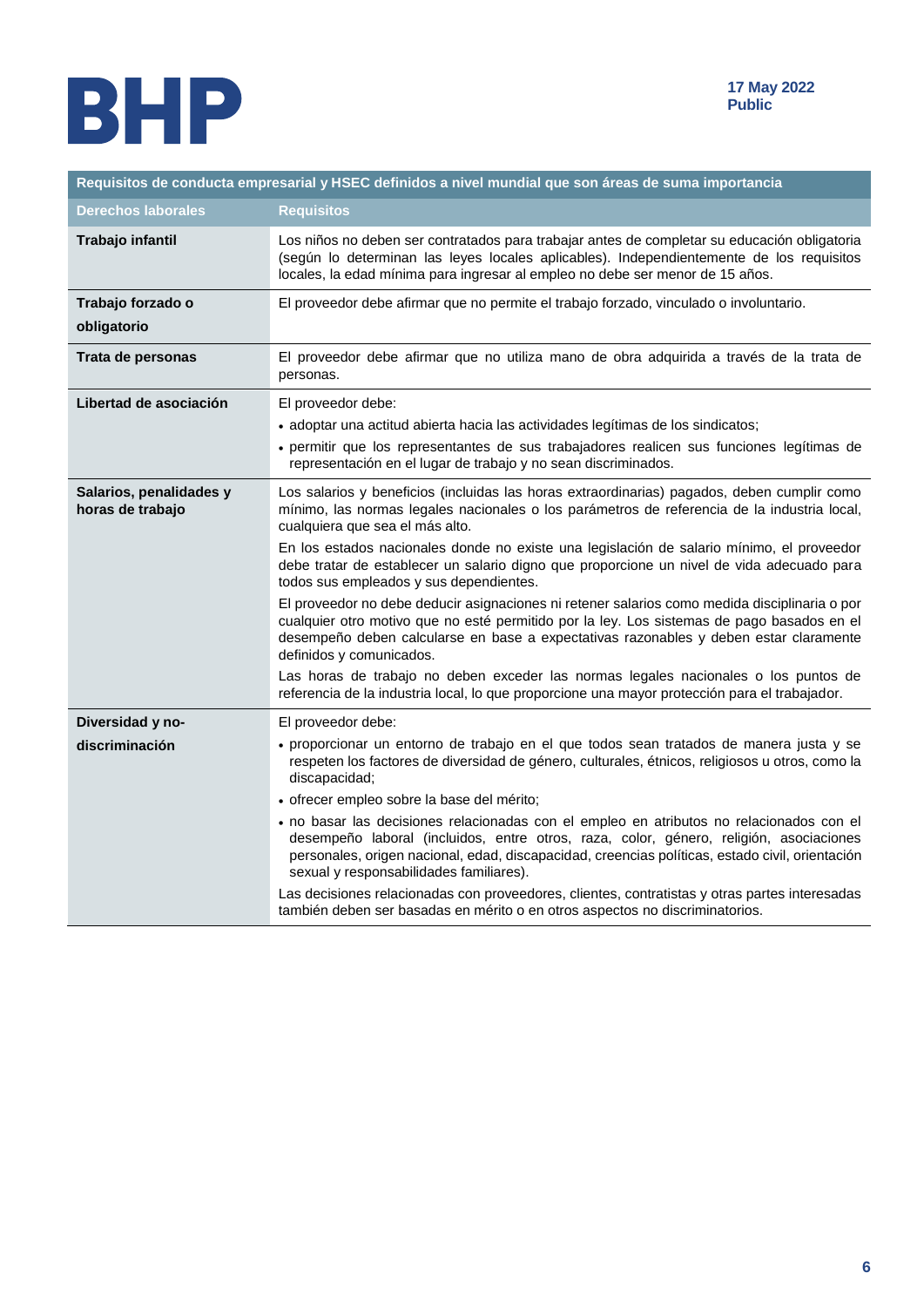| Requisitos de conducta empresarial y HSEC definidos a nivel mundial que son áreas de suma importancia | |
|---|---|
| **Derechos laborales** | **Requisitos** |
| **Trabajo infantil** | Los niños no deben ser contratados para trabajar antes de completar su educación obligatoria (según lo determinan las leyes locales aplicables). Independientemente de los requisitos locales, la edad mínima para ingresar al empleo no debe ser menor de 15 años. |
| **Trabajo forzado o obligatorio** | El proveedor debe afirmar que no permite el trabajo forzado, vinculado o involuntario. |
| **Trata de personas** | El proveedor debe afirmar que no utiliza mano de obra adquirida a través de la trata de personas. |
| **Libertad de asociación** | El proveedor debe:<br>• adoptar una actitud abierta hacia las actividades legítimas de los sindicatos;<br>• permitir que los representantes de sus trabajadores realicen sus funciones legítimas de representación en el lugar de trabajo y no sean discriminados. |
| **Salarios, penalidades y horas de trabajo** | Los salarios y beneficios (incluidas las horas extraordinarias) pagados, deben cumplir como mínimo, las normas legales nacionales o los parámetros de referencia de la industria local, cualquiera que sea el más alto.<br>En los estados nacionales donde no existe una legislación de salario mínimo, el proveedor debe tratar de establecer un salario digno que proporcione un nivel de vida adecuado para todos sus empleados y sus dependientes.<br>El proveedor no debe deducir asignaciones ni retener salarios como medida disciplinaria o por cualquier otro motivo que no esté permitido por la ley. Los sistemas de pago basados en el desempeño deben calcularse en base a expectativas razonables y deben estar claramente definidos y comunicados.<br>Las horas de trabajo no deben exceder las normas legales nacionales o los puntos de referencia de la industria local, lo que proporcione una mayor protección para el trabajador. |
| **Diversidad y no-discriminación** | El proveedor debe:<br>• proporcionar un entorno de trabajo en el que todos sean tratados de manera justa y se respeten los factores de diversidad de género, culturales, étnicos, religiosos u otros, como la discapacidad;<br>• ofrecer empleo sobre la base del mérito;<br>• no basar las decisiones relacionadas con el empleo en atributos no relacionados con el desempeño laboral (incluidos, entre otros, raza, color, género, religión, asociaciones personales, origen nacional, edad, discapacidad, creencias políticas, estado civil, orientación sexual y responsabilidades familiares).<br>Las decisiones relacionadas con proveedores, clientes, contratistas y otras partes interesadas también deben ser basadas en mérito o en otros aspectos no discriminatorios. |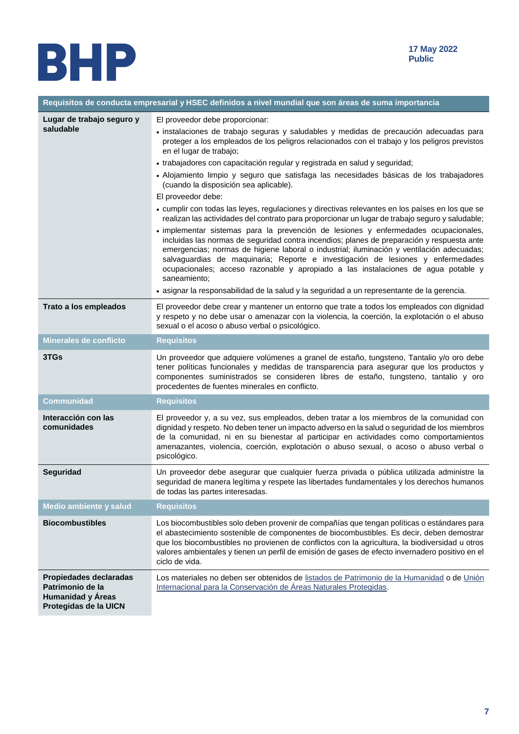| Requisitos de conducta empresarial y HSEC definidos a nivel mundial que son áreas de suma importancia | |
|---|---|
| **Lugar de trabajo seguro y saludable** | El proveedor debe proporcionar:<br>• instalaciones de trabajo seguras y saludables y medidas de precaución adecuadas para proteger a los empleados de los peligros relacionados con el trabajo y los peligros previstos en el lugar de trabajo;<br>• trabajadores con capacitación regular y registrada en salud y seguridad;<br>• Alojamiento limpio y seguro que satisfaga las necesidades básicas de los trabajadores (cuando la disposición sea aplicable).<br>El proveedor debe:<br>• cumplir con todas las leyes, regulaciones y directivas relevantes en los países en los que se realizan las actividades del contrato para proporcionar un lugar de trabajo seguro y saludable;<br>• implementar sistemas para la prevención de lesiones y enfermedades ocupacionales, incluidas las normas de seguridad contra incendios; planes de preparación y respuesta ante emergencias; normas de higiene laboral o industrial; iluminación y ventilación adecuadas; salvaguardias de maquinaria; Reporte e investigación de lesiones y enfermedades ocupacionales; acceso razonable y apropiado a las instalaciones de agua potable y saneamiento;<br>• asignar la responsabilidad de la salud y la seguridad a un representante de la gerencia. |
| **Trato a los empleados** | El proveedor debe crear y mantener un entorno que trate a todos los empleados con dignidad y respeto y no debe usar o amenazar con la violencia, la coerción, la explotación o el abuso sexual o el acoso o abuso verbal o psicológico. |
| **Minerales de conflicto** | **Requisitos** |
| **3TGs** | Un proveedor que adquiere volúmenes a granel de estaño, tungsteno, Tantalio y/o oro debe tener políticas funcionales y medidas de transparencia para asegurar que los productos y componentes suministrados se consideren libres de estaño, tungsteno, tantalio y oro procedentes de fuentes minerales en conflicto. |
| **Communidad** | **Requisitos** |
| **Interacción con las comunidades** | El proveedor y, a su vez, sus empleados, deben tratar a los miembros de la comunidad con dignidad y respeto. No deben tener un impacto adverso en la salud o seguridad de los miembros de la comunidad, ni en su bienestar al participar en actividades como comportamientos amenazantes, violencia, coerción, explotación o abuso sexual, o acoso o abuso verbal o psicológico. |
| **Seguridad** | Un proveedor debe asegurar que cualquier fuerza privada o pública utilizada administre la seguridad de manera legítima y respete las libertades fundamentales y los derechos humanos de todas las partes interesadas. |
| **Medio ambiente y salud** | **Requisitos** |
| **Biocombustibles** | Los biocombustibles solo deben provenir de compañías que tengan políticas o estándares para el abastecimiento sostenible de componentes de biocombustibles. Es decir, deben demostrar que los biocombustibles no provienen de conflictos con la agricultura, la biodiversidad u otros valores ambientales y tienen un perfil de emisión de gases de efecto invernadero positivo en el ciclo de vida. |
| **Propiedades declaradas Patrimonio de la Humanidad y Áreas Protegidas de la UICN** | Los materiales no deben ser obtenidos de listados de Patrimonio de la Humanidad o de Unión Internacional para la Conservación de Áreas Naturales Protegidas. |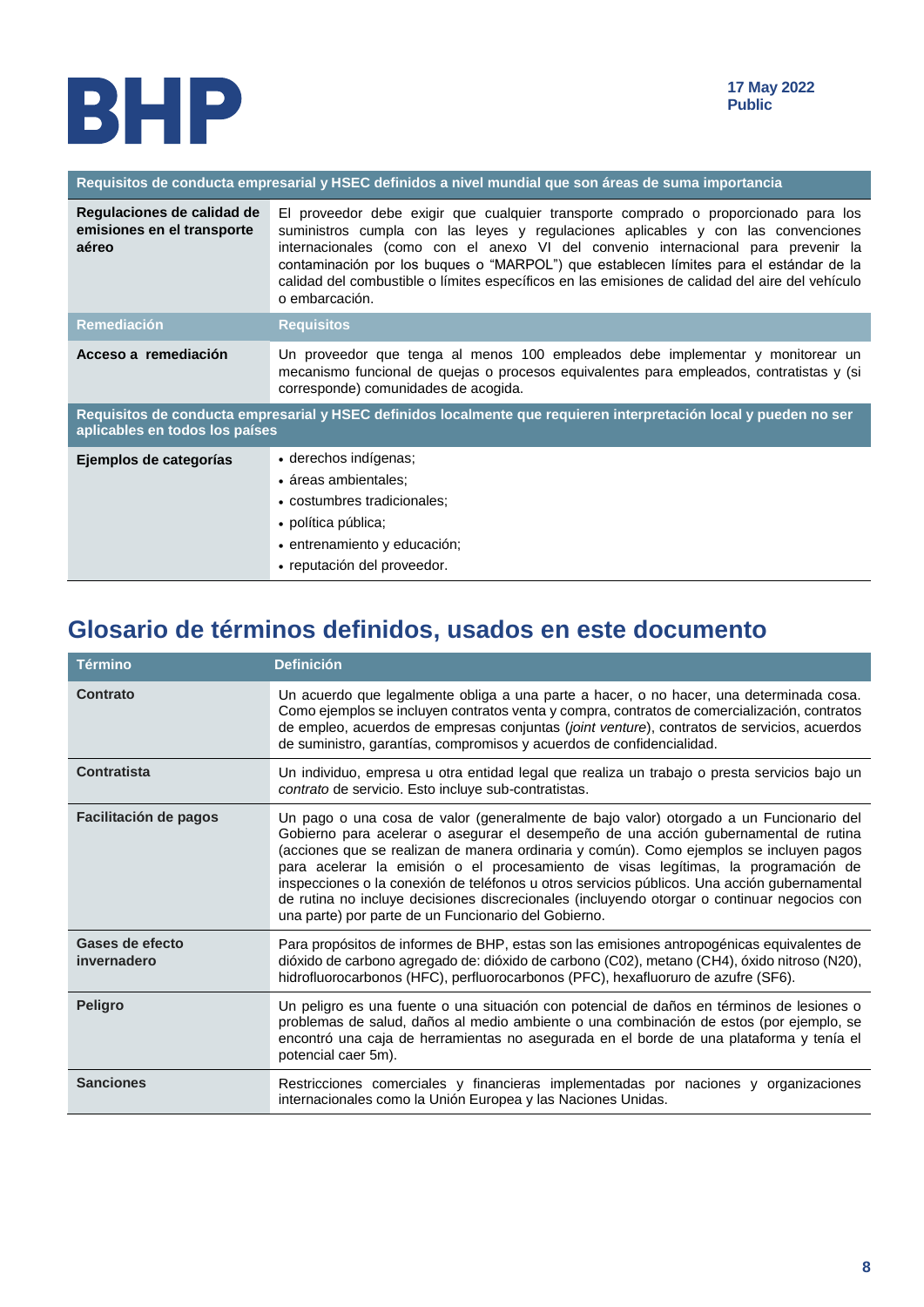| Requisitos de conducta empresarial y HSEC definidos a nivel mundial que son áreas de suma importancia | |
|---|---|
| **Regulaciones de calidad de emisiones en el transporte aéreo** | El proveedor debe exigir que cualquier transporte comprado o proporcionado para los suministros cumpla con las leyes y regulaciones aplicables y con las convenciones internacionales (como con el anexo VI del convenio internacional para prevenir la contaminación por los buques o "MARPOL") que establecen límites para el estándar de la calidad del combustible o límites específicos en las emisiones de calidad del aire del vehículo o embarcación. |
| **Remediación** | **Requisitos** |
| **Acceso a remediación** | Un proveedor que tenga al menos 100 empleados debe implementar y monitorear un mecanismo funcional de quejas o procesos equivalentes para empleados, contratistas y (si corresponde) comunidades de acogida. |
| **Requisitos de conducta empresarial y HSEC definidos localmente que requieren interpretación local y pueden no ser aplicables en todos los países** | |
| **Ejemplos de categorías** | • derechos indígenas;<br>• áreas ambientales;<br>• costumbres tradicionales;<br>• política pública;<br>• entrenamiento y educación;<br>• reputación del proveedor. |

## Glosario de términos definidos, usados en este documento

| Término | Definición |
|---|---|
| **Contrato** | Un acuerdo que legalmente obliga a una parte a hacer, o no hacer, una determinada cosa. Como ejemplos se incluyen contratos venta y compra, contratos de comercialización, contratos de empleo, acuerdos de empresas conjuntas (*joint venture*), contratos de servicios, acuerdos de suministro, garantías, compromisos y acuerdos de confidencialidad. |
| **Contratista** | Un individuo, empresa u otra entidad legal que realiza un trabajo o presta servicios bajo un *contrato* de servicio. Esto incluye sub-contratistas. |
| **Facilitación de pagos** | Un pago o una cosa de valor (generalmente de bajo valor) otorgado a un Funcionario del Gobierno para acelerar o asegurar el desempeño de una acción gubernamental de rutina (acciones que se realizan de manera ordinaria y común). Como ejemplos se incluyen pagos para acelerar la emisión o el procesamiento de visas legítimas, la programación de inspecciones o la conexión de teléfonos u otros servicios públicos. Una acción gubernamental de rutina no incluye decisiones discrecionales (incluyendo otorgar o continuar negocios con una parte) por parte de un Funcionario del Gobierno. |
| **Gases de efecto invernadero** | Para propósitos de informes de BHP, estas son las emisiones antropogénicas equivalentes de dióxido de carbono agregado de: dióxido de carbono (C02), metano (CH4), óxido nitroso (N20), hidrofluorocarbonos (HFC), perfluorocarbonos (PFC), hexafluoruro de azufre (SF6). |
| **Peligro** | Un peligro es una fuente o una situación con potencial de daños en términos de lesiones o problemas de salud, daños al medio ambiente o una combinación de estos (por ejemplo, se encontró una caja de herramientas no asegurada en el borde de una plataforma y tenía el potencial caer 5m). |
| **Sanciones** | Restricciones comerciales y financieras implementadas por naciones y organizaciones internacionales como la Unión Europea y las Naciones Unidas. |